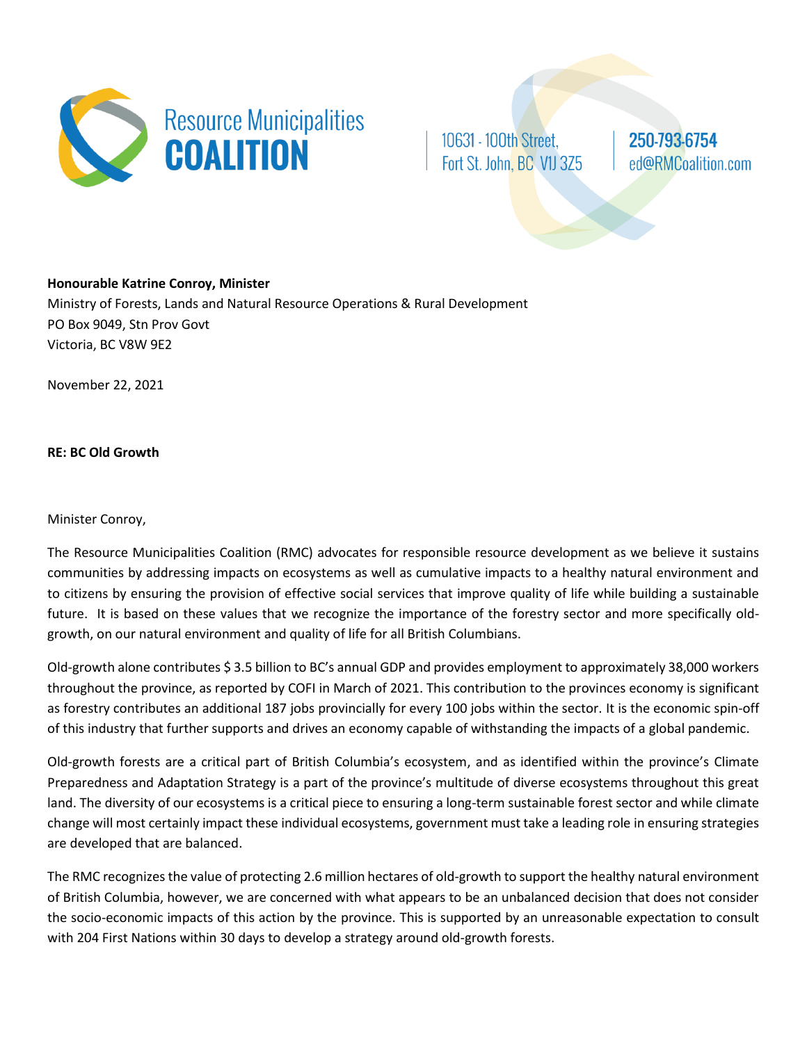**Resource Municipalities COALITION**

10631 - 100th Street,
Fort St. John, BC V1J 3Z5

250-793-6754
ed@RMCoalition.com

**Honourable Katrine Conroy, Minister**
Ministry of Forests, Lands and Natural Resource Operations & Rural Development
PO Box 9049, Stn Prov Govt
Victoria, BC V8W 9E2

November 22, 2021

**RE: BC Old Growth**

Minister Conroy,

The Resource Municipalities Coalition (RMC) advocates for responsible resource development as we believe it sustains communities by addressing impacts on ecosystems as well as cumulative impacts to a healthy natural environment and to citizens by ensuring the provision of effective social services that improve quality of life while building a sustainable future. It is based on these values that we recognize the importance of the forestry sector and more specifically old-growth, on our natural environment and quality of life for all British Columbians.

Old-growth alone contributes $ 3.5 billion to BC's annual GDP and provides employment to approximately 38,000 workers throughout the province, as reported by COFI in March of 2021. This contribution to the provinces economy is significant as forestry contributes an additional 187 jobs provincially for every 100 jobs within the sector. It is the economic spin-off of this industry that further supports and drives an economy capable of withstanding the impacts of a global pandemic.

Old-growth forests are a critical part of British Columbia's ecosystem, and as identified within the province's Climate Preparedness and Adaptation Strategy is a part of the province's multitude of diverse ecosystems throughout this great land. The diversity of our ecosystems is a critical piece to ensuring a long-term sustainable forest sector and while climate change will most certainly impact these individual ecosystems, government must take a leading role in ensuring strategies are developed that are balanced.

The RMC recognizes the value of protecting 2.6 million hectares of old-growth to support the healthy natural environment of British Columbia, however, we are concerned with what appears to be an unbalanced decision that does not consider the socio-economic impacts of this action by the province. This is supported by an unreasonable expectation to consult with 204 First Nations within 30 days to develop a strategy around old-growth forests.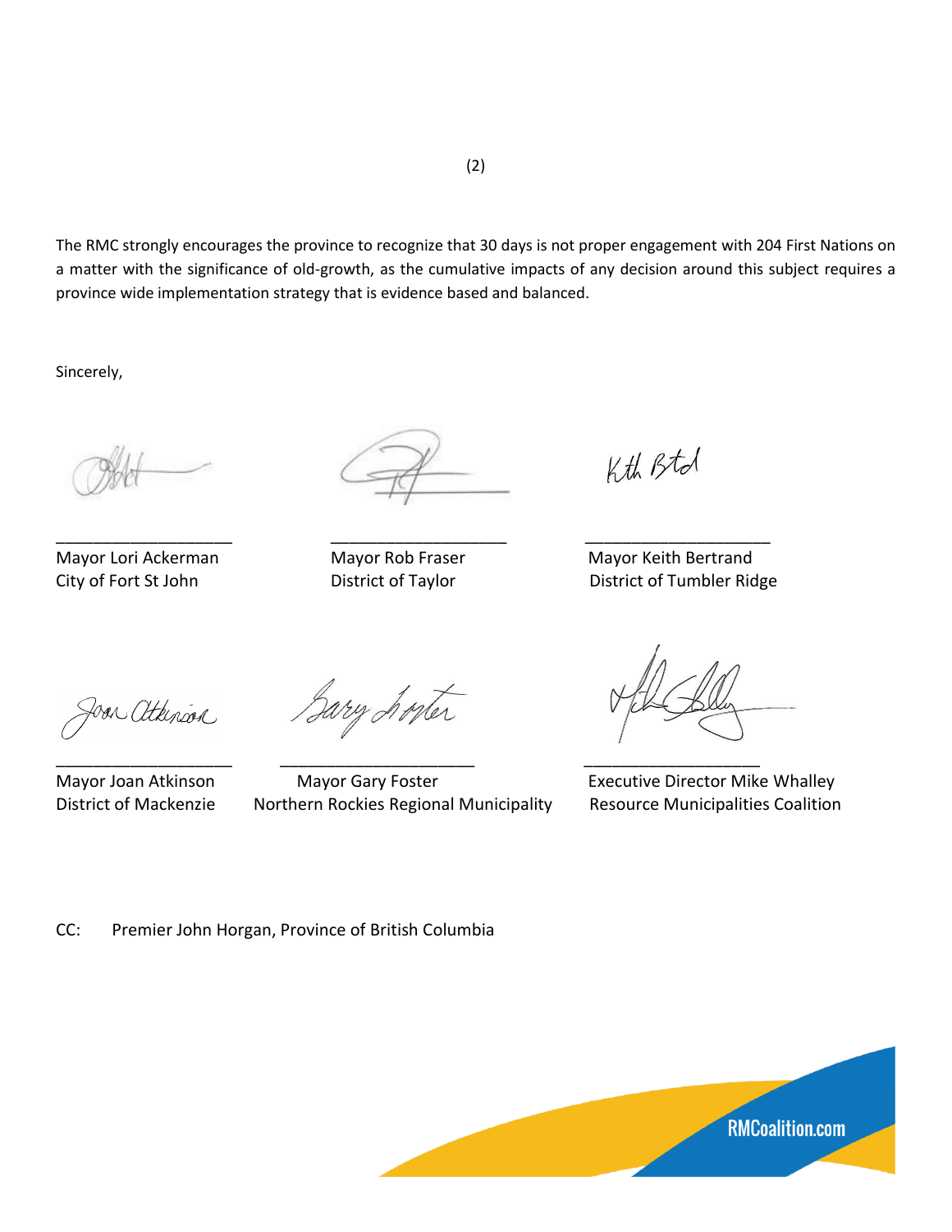The RMC strongly encourages the province to recognize that 30 days is not proper engagement with 204 First Nations on a matter with the significance of old-growth, as the cumulative impacts of any decision around this subject requires a province wide implementation strategy that is evidence based and balanced.

Sincerely,

Mayor Lori Ackerman
City of Fort St John

Mayor Rob Fraser
District of Taylor

Mayor Keith Bertrand
District of Tumbler Ridge

Mayor Joan Atkinson
District of Mackenzie

Mayor Gary Foster
Northern Rockies Regional Municipality

Executive Director Mike Whalley
Resource Municipalities Coalition

CC: Premier John Horgan, Province of British Columbia

RMCoalition.com